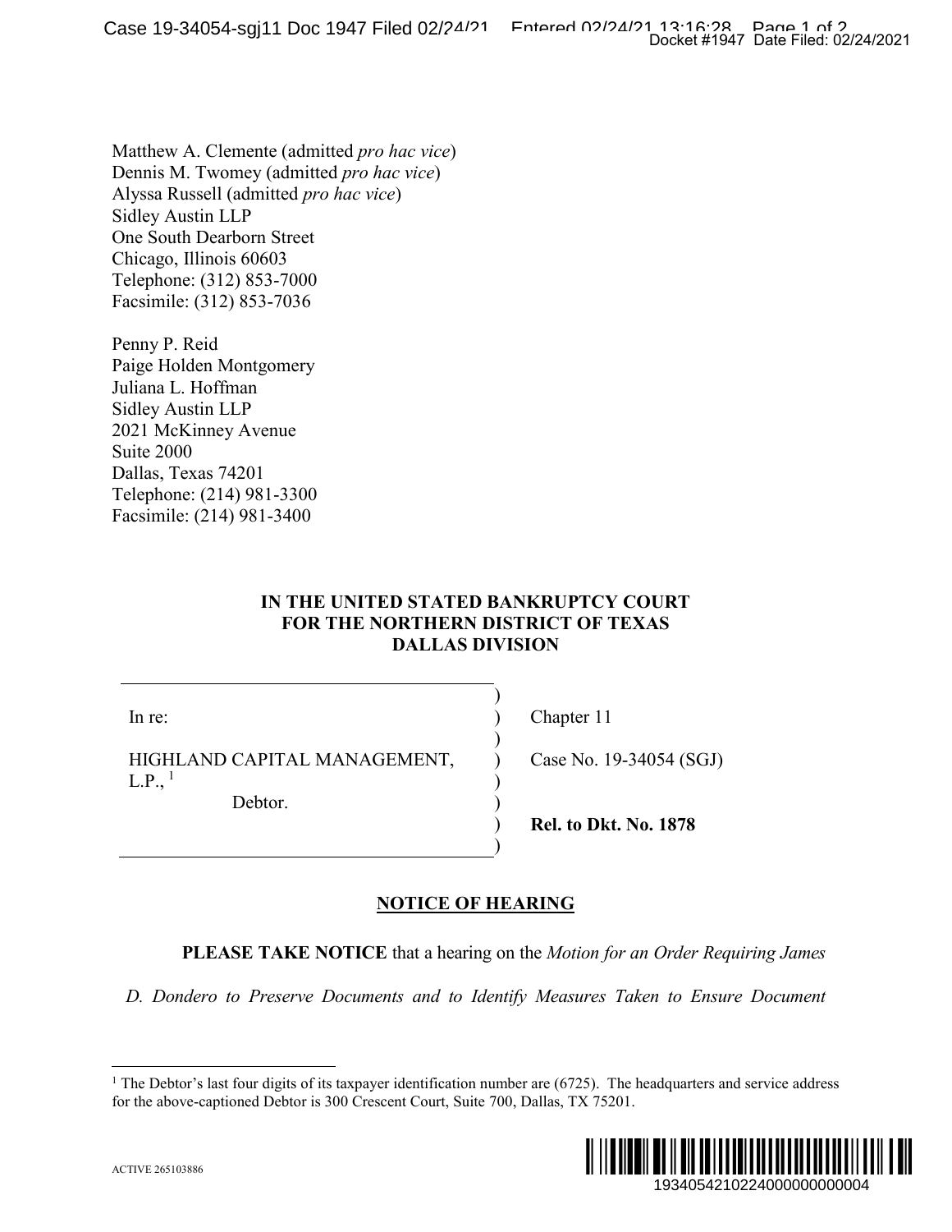Matthew A. Clemente (admitted *pro hac vice*)
Dennis M. Twomey (admitted *pro hac vice*)
Alyssa Russell (admitted *pro hac vice*)
Sidley Austin LLP
One South Dearborn Street
Chicago, Illinois 60603
Telephone: (312) 853-7000
Facsimile: (312) 853-7036

Penny P. Reid
Paige Holden Montgomery
Juliana L. Hoffman
Sidley Austin LLP
2021 McKinney Avenue
Suite 2000
Dallas, Texas 74201
Telephone: (214) 981-3300
Facsimile: (214) 981-3400

**IN THE UNITED STATED BANKRUPTCY COURT**
**FOR THE NORTHERN DISTRICT OF TEXAS**
**DALLAS DIVISION**

| | |
|---|---|
| In re: | Chapter 11 |
| HIGHLAND CAPITAL MANAGEMENT, L.P., [1] Debtor. | Case No. 19-34054 (SGJ) |
| | **Rel. to Dkt. No. 1878** |

**NOTICE OF HEARING**

**PLEASE TAKE NOTICE** that a hearing on the *Motion for an Order Requiring James D. Dondero to Preserve Documents and to Identify Measures Taken to Ensure Document*

[1] The Debtor's last four digits of its taxpayer identification number are (6725). The headquarters and service address for the above-captioned Debtor is 300 Crescent Court, Suite 700, Dallas, TX 75201.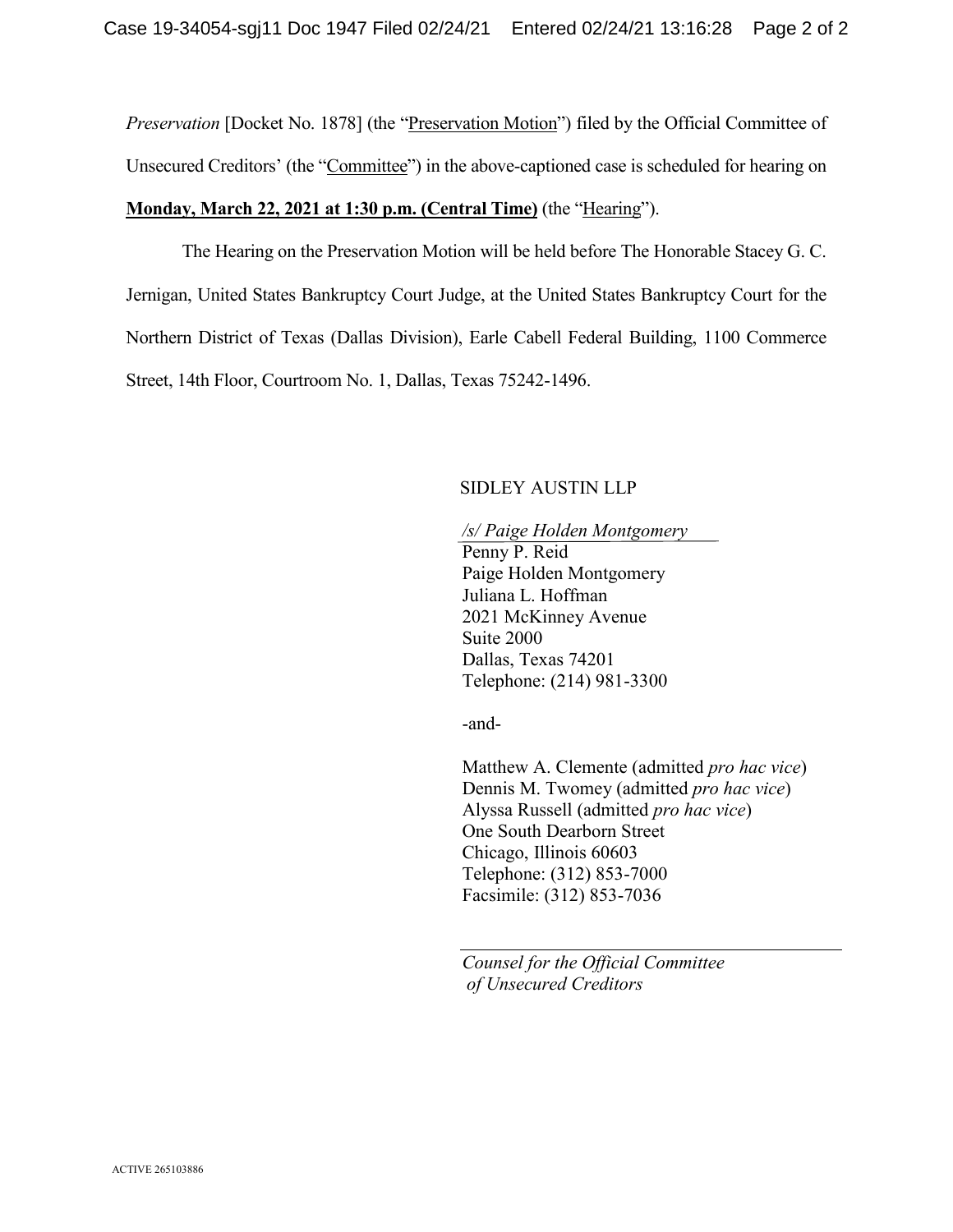*Preservation* [Docket No. 1878] (the "Preservation Motion") filed by the Official Committee of Unsecured Creditors' (the "Committee") in the above-captioned case is scheduled for hearing on **Monday, March 22, 2021 at 1:30 p.m. (Central Time)** (the "Hearing").

The Hearing on the Preservation Motion will be held before The Honorable Stacey G. C. Jernigan, United States Bankruptcy Court Judge, at the United States Bankruptcy Court for the Northern District of Texas (Dallas Division), Earle Cabell Federal Building, 1100 Commerce Street, 14th Floor, Courtroom No. 1, Dallas, Texas 75242-1496.

SIDLEY AUSTIN LLP

*/s/ Paige Holden Montgomery*
Penny P. Reid
Paige Holden Montgomery
Juliana L. Hoffman
2021 McKinney Avenue
Suite 2000
Dallas, Texas 74201
Telephone: (214) 981-3300

-and-

Matthew A. Clemente (admitted *pro hac vice*)
Dennis M. Twomey (admitted *pro hac vice*)
Alyssa Russell (admitted *pro hac vice*)
One South Dearborn Street
Chicago, Illinois 60603
Telephone: (312) 853-7000
Facsimile: (312) 853-7036

*Counsel for the Official Committee of Unsecured Creditors*

ACTIVE 265103886